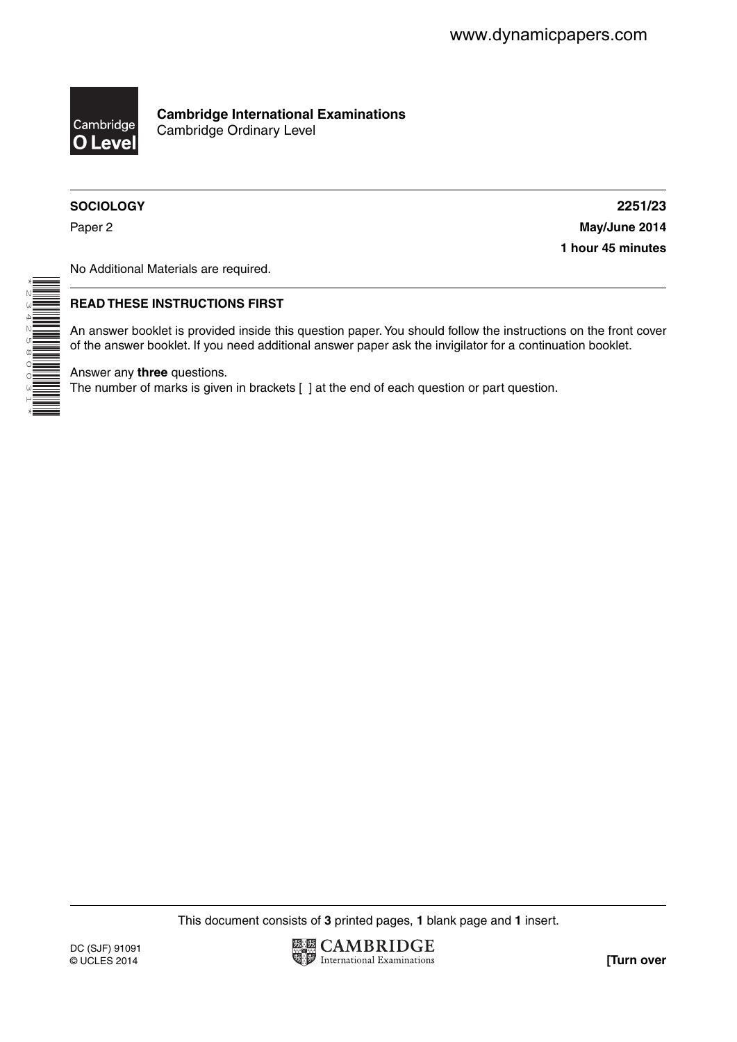**Cambridge International Examinations**
Cambridge Ordinary Level

**SOCIOLOGY** **2251/23**

Paper 2 **May/June 2014**

**1 hour 45 minutes**

No Additional Materials are required.

**READ THESE INSTRUCTIONS FIRST**

An answer booklet is provided inside this question paper. You should follow the instructions on the front cover of the answer booklet. If you need additional answer paper ask the invigilator for a continuation booklet.

Answer any **three** questions.
The number of marks is given in brackets [ ] at the end of each question or part question.

This document consists of **3** printed pages, **1** blank page and **1** insert.

DC (SJF) 91091
© UCLES 2014

**[Turn over**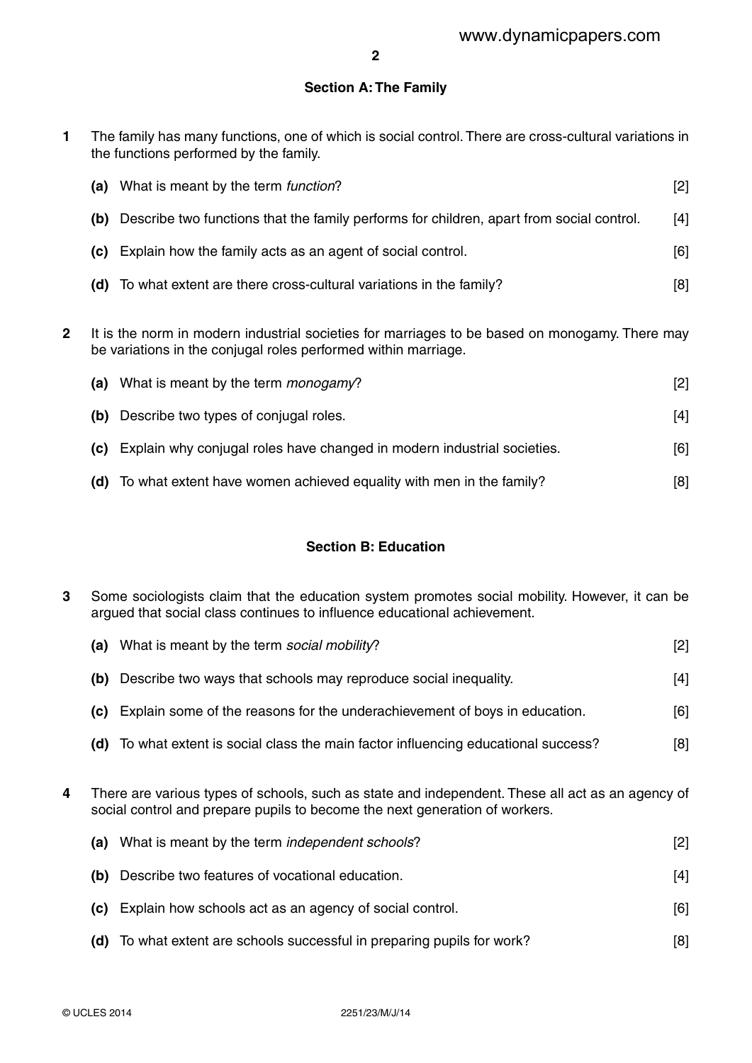## Section A: The Family

**1** The family has many functions, one of which is social control. There are cross-cultural variations in the functions performed by the family.

**(a)** What is meant by the term *function*? [2]

**(b)** Describe two functions that the family performs for children, apart from social control. [4]

**(c)** Explain how the family acts as an agent of social control. [6]

**(d)** To what extent are there cross-cultural variations in the family? [8]

**2** It is the norm in modern industrial societies for marriages to be based on monogamy. There may be variations in the conjugal roles performed within marriage.

**(a)** What is meant by the term *monogamy*? [2]

**(b)** Describe two types of conjugal roles. [4]

**(c)** Explain why conjugal roles have changed in modern industrial societies. [6]

**(d)** To what extent have women achieved equality with men in the family? [8]

## Section B: Education

**3** Some sociologists claim that the education system promotes social mobility. However, it can be argued that social class continues to influence educational achievement.

**(a)** What is meant by the term *social mobility*? [2]

**(b)** Describe two ways that schools may reproduce social inequality. [4]

**(c)** Explain some of the reasons for the underachievement of boys in education. [6]

**(d)** To what extent is social class the main factor influencing educational success? [8]

**4** There are various types of schools, such as state and independent. These all act as an agency of social control and prepare pupils to become the next generation of workers.

**(a)** What is meant by the term *independent schools*? [2]

**(b)** Describe two features of vocational education. [4]

**(c)** Explain how schools act as an agency of social control. [6]

**(d)** To what extent are schools successful in preparing pupils for work? [8]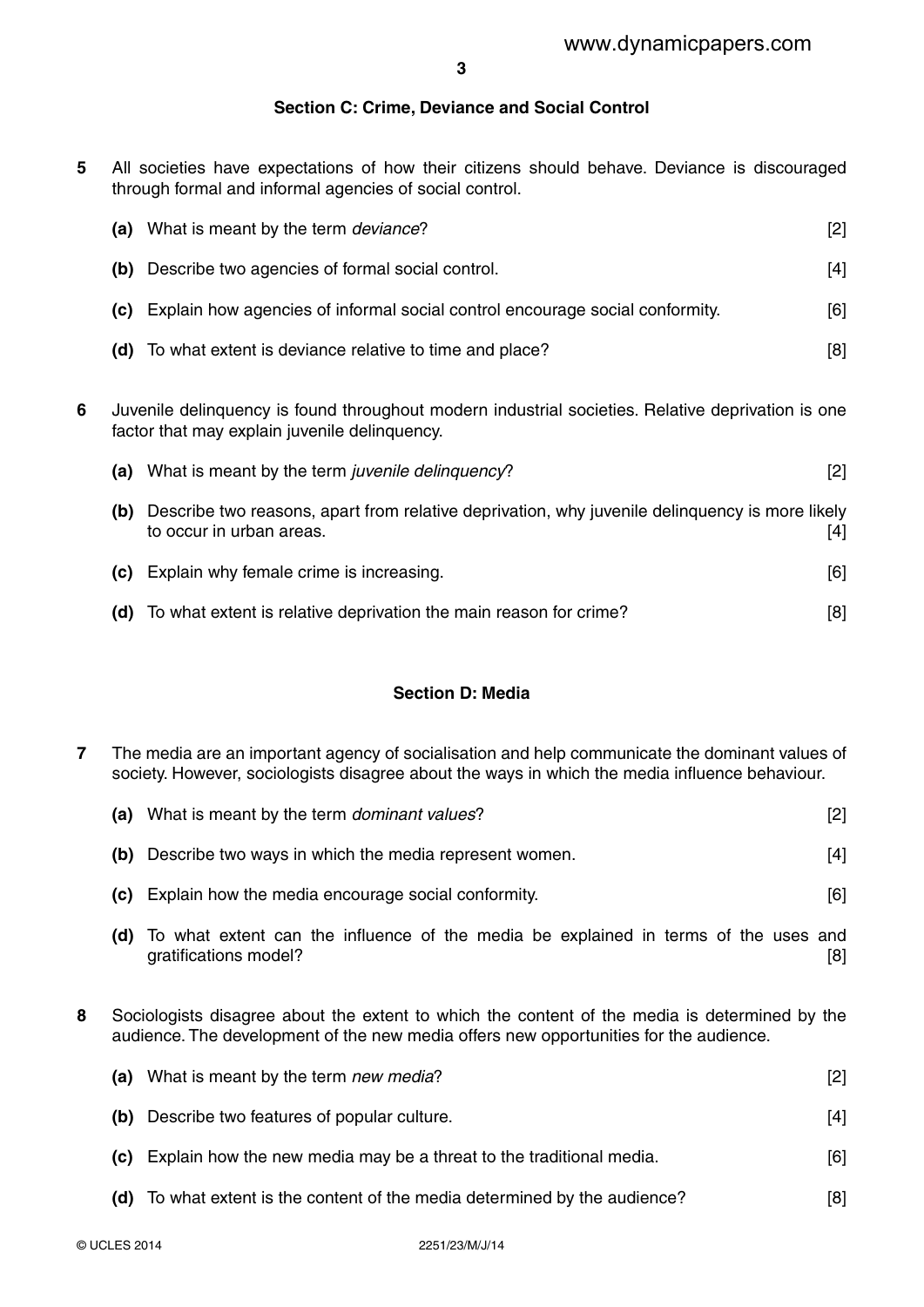## Section C: Crime, Deviance and Social Control

**5** All societies have expectations of how their citizens should behave. Deviance is discouraged through formal and informal agencies of social control.

**(a)** What is meant by the term *deviance*? [2]

**(b)** Describe two agencies of formal social control. [4]

**(c)** Explain how agencies of informal social control encourage social conformity. [6]

**(d)** To what extent is deviance relative to time and place? [8]

**6** Juvenile delinquency is found throughout modern industrial societies. Relative deprivation is one factor that may explain juvenile delinquency.

**(a)** What is meant by the term *juvenile delinquency*? [2]

**(b)** Describe two reasons, apart from relative deprivation, why juvenile delinquency is more likely to occur in urban areas. [4]

**(c)** Explain why female crime is increasing. [6]

**(d)** To what extent is relative deprivation the main reason for crime? [8]

## Section D: Media

**7** The media are an important agency of socialisation and help communicate the dominant values of society. However, sociologists disagree about the ways in which the media influence behaviour.

**(a)** What is meant by the term *dominant values*? [2]

**(b)** Describe two ways in which the media represent women. [4]

**(c)** Explain how the media encourage social conformity. [6]

**(d)** To what extent can the influence of the media be explained in terms of the uses and gratifications model? [8]

**8** Sociologists disagree about the extent to which the content of the media is determined by the audience. The development of the new media offers new opportunities for the audience.

**(a)** What is meant by the term *new media*? [2]

**(b)** Describe two features of popular culture. [4]

**(c)** Explain how the new media may be a threat to the traditional media. [6]

**(d)** To what extent is the content of the media determined by the audience? [8]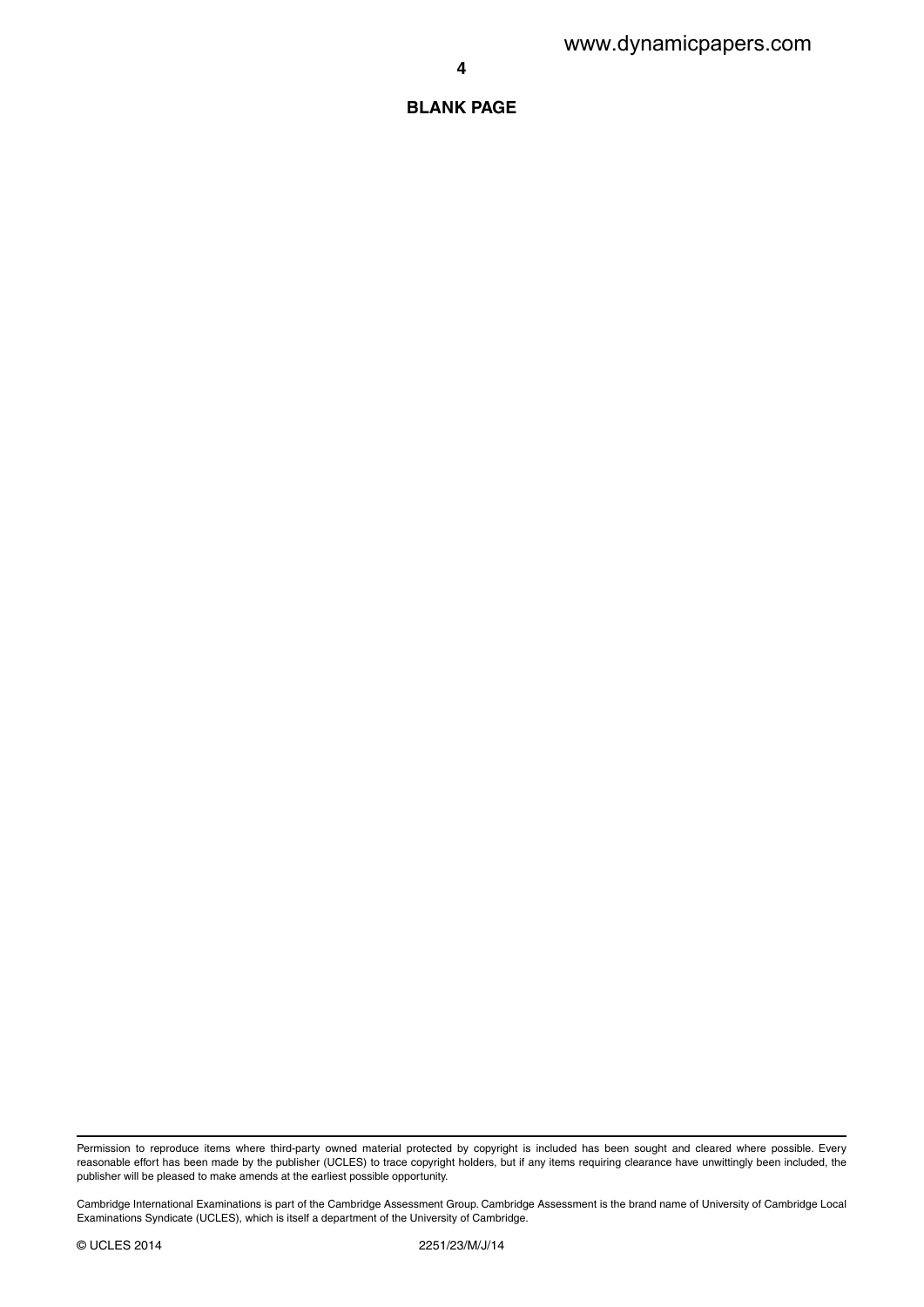**BLANK PAGE**

Permission to reproduce items where third-party owned material protected by copyright is included has been sought and cleared where possible. Every reasonable effort has been made by the publisher (UCLES) to trace copyright holders, but if any items requiring clearance have unwittingly been included, the publisher will be pleased to make amends at the earliest possible opportunity.

Cambridge International Examinations is part of the Cambridge Assessment Group. Cambridge Assessment is the brand name of University of Cambridge Local Examinations Syndicate (UCLES), which is itself a department of the University of Cambridge.